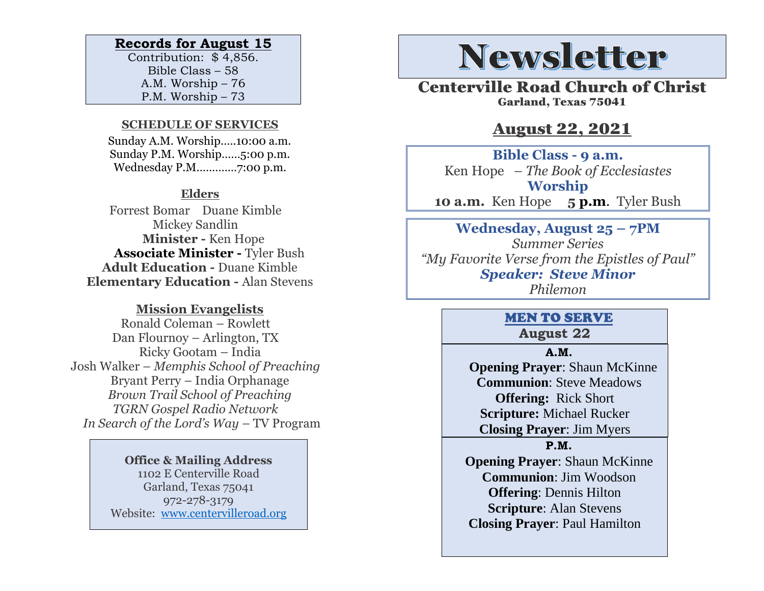**Records for August 15**

Contribution: $ 4,856.
Bible Class – 58
A.M. Worship – 76
P.M. Worship – 73

**SCHEDULE OF SERVICES**

Sunday A.M. Worship.....10:00 a.m.
Sunday P.M. Worship......5:00 p.m.
Wednesday P.M............7:00 p.m.

**Elders**

Forrest Bomar Duane Kimble
Mickey Sandlin

**Minister -** Ken Hope
**Associate Minister -** Tyler Bush
**Adult Education -** Duane Kimble
**Elementary Education -** Alan Stevens

**Mission Evangelists**

Ronald Coleman – Rowlett
Dan Flournoy – Arlington, TX
Ricky Gootam – India
Josh Walker – *Memphis School of Preaching*
Bryant Perry – India Orphanage
*Brown Trail School of Preaching*
*TGRN Gospel Radio Network*
*In Search of the Lord's Way* – TV Program

**Office & Mailing Address**
1102 E Centerville Road
Garland, Texas 75041
972-278-3179
Website: www.centervilleroad.org

# Newsletter

## Centerville Road Church of Christ

Garland, Texas 75041

## August 22, 2021

**Bible Class - 9 a.m.**
Ken Hope – *The Book of Ecclesiastes*
**Worship**
**10 a.m.** Ken Hope **5 p.m.** Tyler Bush

**Wednesday, August 25 – 7PM**
*Summer Series*
*"My Favorite Verse from the Epistles of Paul"*
***Speaker: Steve Minor***
*Philemon*

**MEN TO SERVE**
**August 22**

**A.M.**
**Opening Prayer**: Shaun McKinne
**Communion**: Steve Meadows
**Offering:** Rick Short
**Scripture:** Michael Rucker
**Closing Prayer**: Jim Myers

**P.M.**
**Opening Prayer**: Shaun McKinne
**Communion**: Jim Woodson
**Offering**: Dennis Hilton
**Scripture**: Alan Stevens
**Closing Prayer**: Paul Hamilton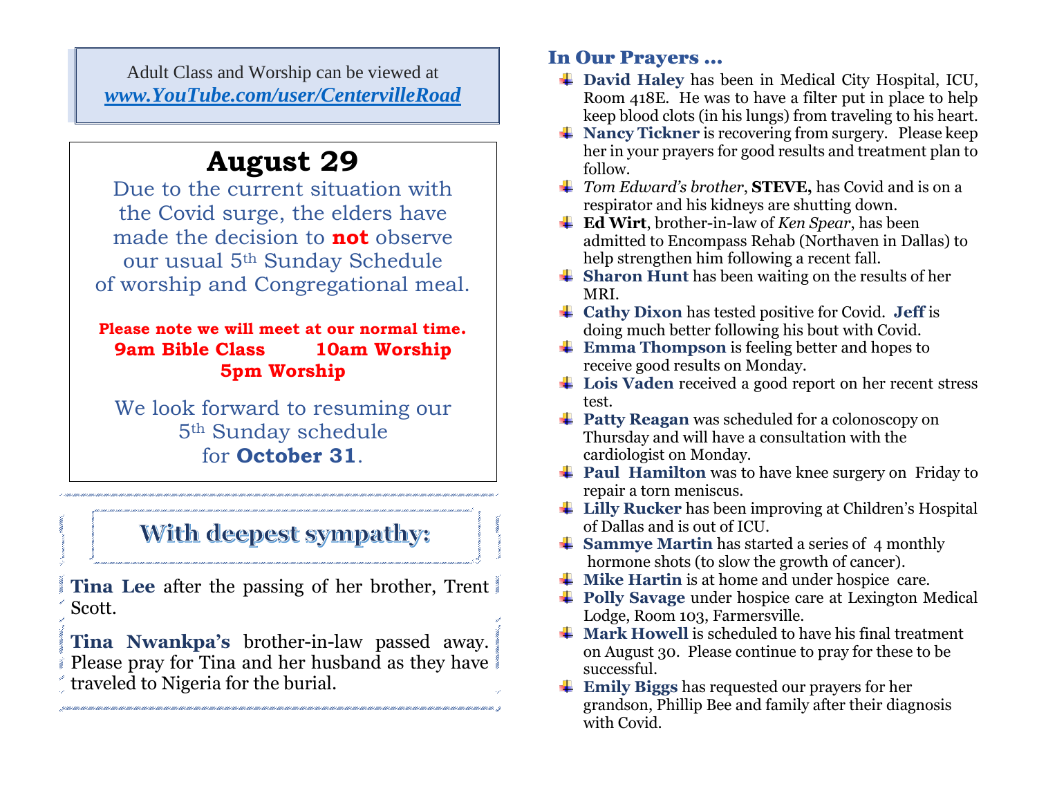Adult Class and Worship can be viewed at
***www.YouTube.com/user/CentervilleRoad***

# August 29

Due to the current situation with the Covid surge, the elders have made the decision to **not** observe our usual 5th Sunday Schedule of worship and Congregational meal.

**Please note we will meet at our normal time.**
**9am Bible Class 10am Worship**
**5pm Worship**

We look forward to resuming our 5th Sunday schedule for **October 31**.

## With deepest sympathy:

**Tina Lee** after the passing of her brother, Trent Scott.

**Tina Nwankpa's** brother-in-law passed away. Please pray for Tina and her husband as they have traveled to Nigeria for the burial.

## In Our Prayers ...

- **David Haley** has been in Medical City Hospital, ICU, Room 418E. He was to have a filter put in place to help keep blood clots (in his lungs) from traveling to his heart.
- **Nancy Tickner** is recovering from surgery. Please keep her in your prayers for good results and treatment plan to follow.
- *Tom Edward's brother*, **STEVE,** has Covid and is on a respirator and his kidneys are shutting down.
- **Ed Wirt**, brother-in-law of *Ken Spear*, has been admitted to Encompass Rehab (Northaven in Dallas) to help strengthen him following a recent fall.
- **Sharon Hunt** has been waiting on the results of her MRI.
- **Cathy Dixon** has tested positive for Covid. **Jeff** is doing much better following his bout with Covid.
- **Emma Thompson** is feeling better and hopes to receive good results on Monday.
- **Lois Vaden** received a good report on her recent stress test.
- **Patty Reagan** was scheduled for a colonoscopy on Thursday and will have a consultation with the cardiologist on Monday.
- **Paul Hamilton** was to have knee surgery on Friday to repair a torn meniscus.
- **Lilly Rucker** has been improving at Children's Hospital of Dallas and is out of ICU.
- **Sammye Martin** has started a series of 4 monthly hormone shots (to slow the growth of cancer).
- **Mike Hartin** is at home and under hospice care.
- **Polly Savage** under hospice care at Lexington Medical Lodge, Room 103, Farmersville.
- **Mark Howell** is scheduled to have his final treatment on August 30. Please continue to pray for these to be successful.
- **Emily Biggs** has requested our prayers for her grandson, Phillip Bee and family after their diagnosis with Covid.